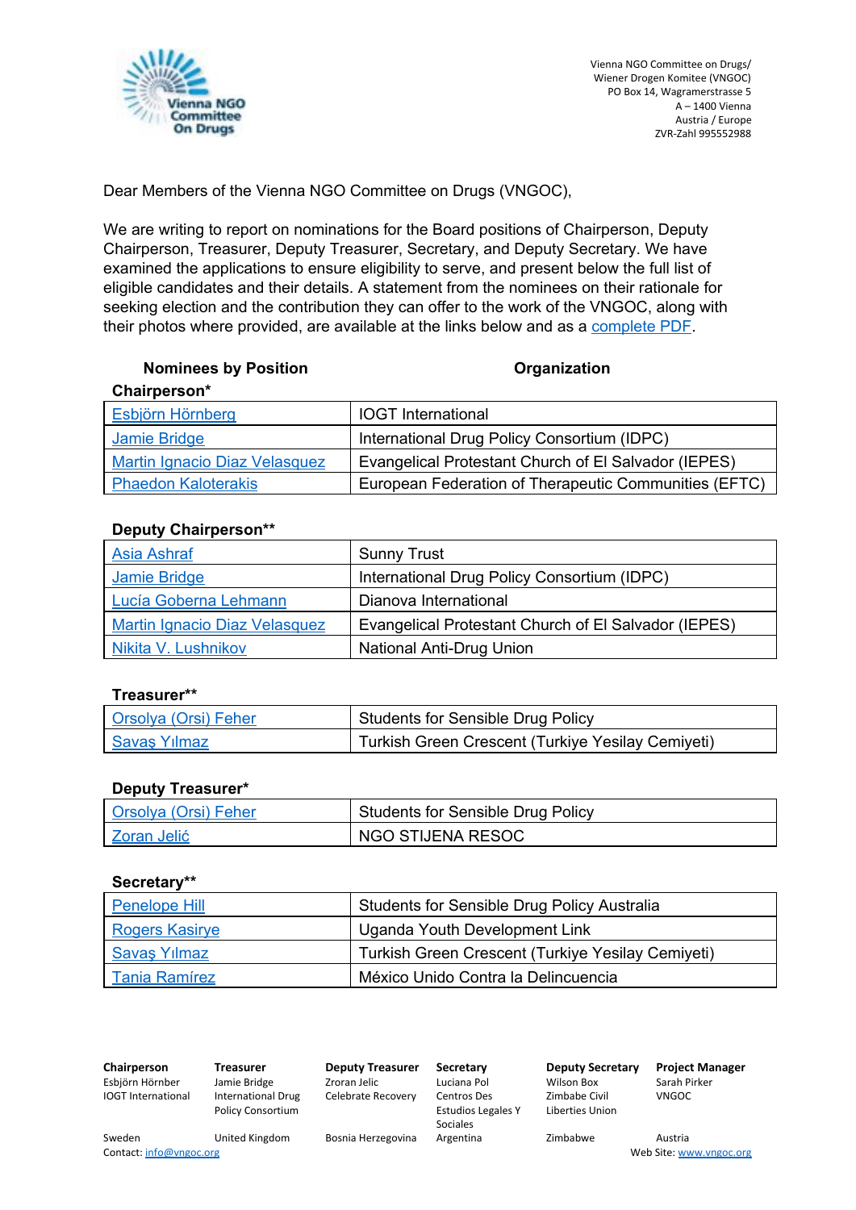Vienna NGO Committee on Drugs/
Wiener Drogen Komitee (VNGOC)
PO Box 14, Wagramerstrasse 5
A – 1400 Vienna
Austria / Europe
ZVR-Zahl 995552988

Dear Members of the Vienna NGO Committee on Drugs (VNGOC),

We are writing to report on nominations for the Board positions of Chairperson, Deputy Chairperson, Treasurer, Deputy Treasurer, Secretary, and Deputy Secretary. We have examined the applications to ensure eligibility to serve, and present below the full list of eligible candidates and their details. A statement from the nominees on their rationale for seeking election and the contribution they can offer to the work of the VNGOC, along with their photos where provided, are available at the links below and as a complete PDF.

**Chairperson***

| Nominees by Position | Organization |
|---|---|
| Esbjörn Hörnberg | IOGT International |
| Jamie Bridge | International Drug Policy Consortium (IDPC) |
| Martin Ignacio Diaz Velasquez | Evangelical Protestant Church of El Salvador (IEPES) |
| Phaedon Kaloterakis | European Federation of Therapeutic Communities (EFTC) |

**Deputy Chairperson****

| Nominees by Position | Organization |
|---|---|
| Asia Ashraf | Sunny Trust |
| Jamie Bridge | International Drug Policy Consortium (IDPC) |
| Lucía Goberna Lehmann | Dianova International |
| Martin Ignacio Diaz Velasquez | Evangelical Protestant Church of El Salvador (IEPES) |
| Nikita V. Lushnikov | National Anti-Drug Union |

**Treasurer****

| Nominees by Position | Organization |
|---|---|
| Orsolya (Orsi) Feher | Students for Sensible Drug Policy |
| Savaş Yılmaz | Turkish Green Crescent (Turkiye Yesilay Cemiyeti) |

**Deputy Treasurer***

| Nominees by Position | Organization |
|---|---|
| Orsolya (Orsi) Feher | Students for Sensible Drug Policy |
| Zoran Jelić | NGO STIJENA RESOC |

**Secretary****

| Nominees by Position | Organization |
|---|---|
| Penelope Hill | Students for Sensible Drug Policy Australia |
| Rogers Kasirye | Uganda Youth Development Link |
| Savaş Yılmaz | Turkish Green Crescent (Turkiye Yesilay Cemiyeti) |
| Tania Ramírez | México Unido Contra la Delincuencia |

| Chairperson | Treasurer | Deputy Treasurer | Secretary | Deputy Secretary | Project Manager |
|---|---|---|---|---|---|
| Esbjörn Hörnber | Jamie Bridge | Zroran Jelic | Luciana Pol | Wilson Box | Sarah Pirker |
| IOGT International | International Drug Policy Consortium | Celebrate Recovery | Centros Des Estudios Legales Y Sociales | Zimbabe Civil Liberties Union | VNGOC |
| Sweden | United Kingdom | Bosnia Herzegovina | Argentina | Zimbabwe | Austria |

Contact: info@vngoc.org

Web Site: www.vngoc.org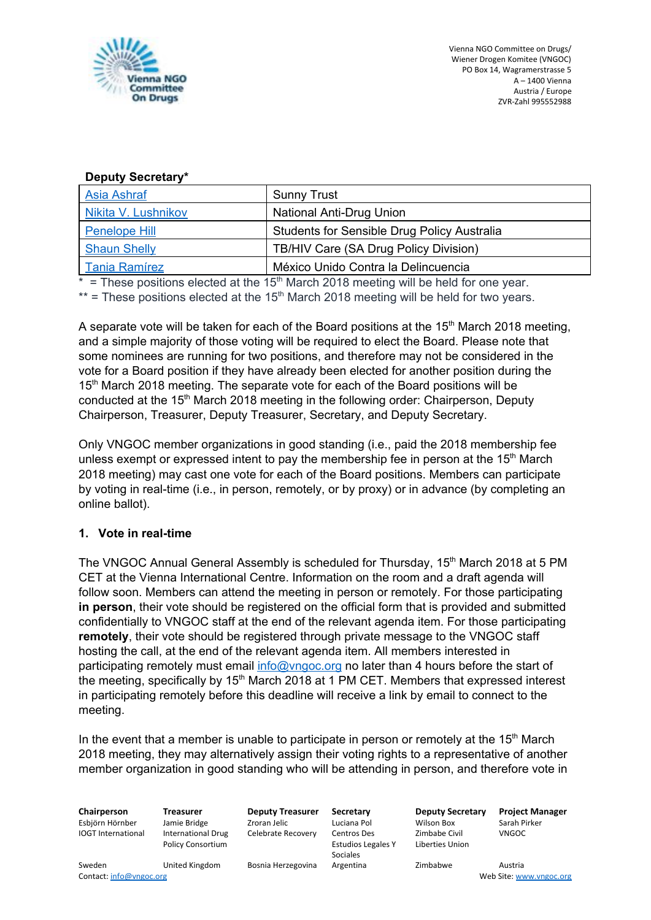**Deputy Secretary***

| | |
|---|---|
| Asia Ashraf | Sunny Trust |
| Nikita V. Lushnikov | National Anti-Drug Union |
| Penelope Hill | Students for Sensible Drug Policy Australia |
| Shaun Shelly | TB/HIV Care (SA Drug Policy Division) |
| Tania Ramírez | México Unido Contra la Delincuencia |

* = These positions elected at the 15th March 2018 meeting will be held for one year.
** = These positions elected at the 15th March 2018 meeting will be held for two years.

A separate vote will be taken for each of the Board positions at the 15th March 2018 meeting, and a simple majority of those voting will be required to elect the Board. Please note that some nominees are running for two positions, and therefore may not be considered in the vote for a Board position if they have already been elected for another position during the 15th March 2018 meeting. The separate vote for each of the Board positions will be conducted at the 15th March 2018 meeting in the following order: Chairperson, Deputy Chairperson, Treasurer, Deputy Treasurer, Secretary, and Deputy Secretary.

Only VNGOC member organizations in good standing (i.e., paid the 2018 membership fee unless exempt or expressed intent to pay the membership fee in person at the 15th March 2018 meeting) may cast one vote for each of the Board positions. Members can participate by voting in real-time (i.e., in person, remotely, or by proxy) or in advance (by completing an online ballot).

### 1. Vote in real-time

The VNGOC Annual General Assembly is scheduled for Thursday, 15th March 2018 at 5 PM CET at the Vienna International Centre. Information on the room and a draft agenda will follow soon. Members can attend the meeting in person or remotely. For those participating **in person**, their vote should be registered on the official form that is provided and submitted confidentially to VNGOC staff at the end of the relevant agenda item. For those participating **remotely**, their vote should be registered through private message to the VNGOC staff hosting the call, at the end of the relevant agenda item. All members interested in participating remotely must email info@vngoc.org no later than 4 hours before the start of the meeting, specifically by 15th March 2018 at 1 PM CET. Members that expressed interest in participating remotely before this deadline will receive a link by email to connect to the meeting.

In the event that a member is unable to participate in person or remotely at the 15th March 2018 meeting, they may alternatively assign their voting rights to a representative of another member organization in good standing who will be attending in person, and therefore vote in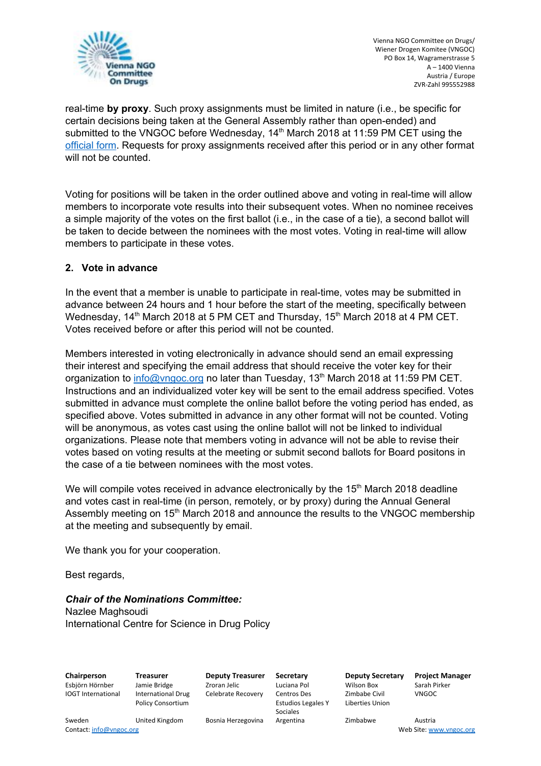real-time **by proxy**. Such proxy assignments must be limited in nature (i.e., be specific for certain decisions being taken at the General Assembly rather than open-ended) and submitted to the VNGOC before Wednesday, 14th March 2018 at 11:59 PM CET using the [official form](). Requests for proxy assignments received after this period or in any other format will not be counted.

Voting for positions will be taken in the order outlined above and voting in real-time will allow members to incorporate vote results into their subsequent votes. When no nominee receives a simple majority of the votes on the first ballot (i.e., in the case of a tie), a second ballot will be taken to decide between the nominees with the most votes. Voting in real-time will allow members to participate in these votes.

## 2. Vote in advance

In the event that a member is unable to participate in real-time, votes may be submitted in advance between 24 hours and 1 hour before the start of the meeting, specifically between Wednesday, 14th March 2018 at 5 PM CET and Thursday, 15th March 2018 at 4 PM CET. Votes received before or after this period will not be counted.

Members interested in voting electronically in advance should send an email expressing their interest and specifying the email address that should receive the voter key for their organization to info@vngoc.org no later than Tuesday, 13th March 2018 at 11:59 PM CET. Instructions and an individualized voter key will be sent to the email address specified. Votes submitted in advance must complete the online ballot before the voting period has ended, as specified above. Votes submitted in advance in any other format will not be counted. Voting will be anonymous, as votes cast using the online ballot will not be linked to individual organizations. Please note that members voting in advance will not be able to revise their votes based on voting results at the meeting or submit second ballots for Board positons in the case of a tie between nominees with the most votes.

We will compile votes received in advance electronically by the 15th March 2018 deadline and votes cast in real-time (in person, remotely, or by proxy) during the Annual General Assembly meeting on 15th March 2018 and announce the results to the VNGOC membership at the meeting and subsequently by email.

We thank you for your cooperation.

Best regards,

***Chair of the Nominations Committee:***
Nazlee Maghsoudi
International Centre for Science in Drug Policy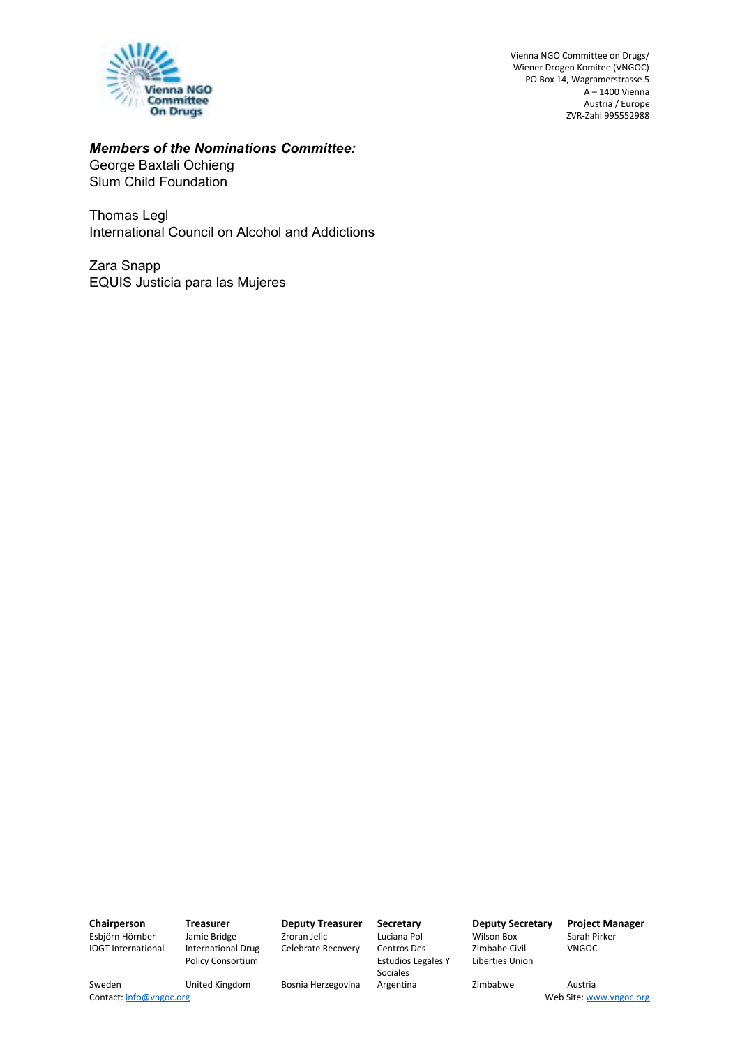***Members of the Nominations Committee:***

George Baxtali Ochieng
Slum Child Foundation

Thomas Legl
International Council on Alcohol and Addictions

Zara Snapp
EQUIS Justicia para las Mujeres